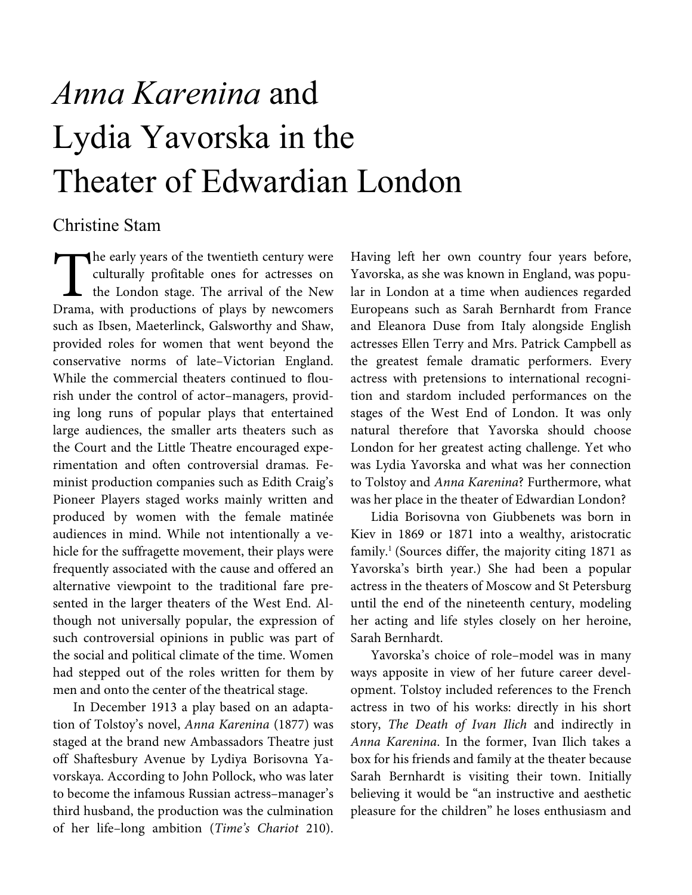# *Anna Karenina* and Lydia Yavorska in the Theater of Edwardian London

Christine Stam

The early years of the twentieth century were culturally profitable ones for actresses on the London stage. The arrival of the New Drama, with productions of plays by newcomers such as Ibsen, Maeterlinck, Galsworthy and Shaw, provided roles for women that went beyond the conservative norms of late–Victorian England. While the commercial theaters continued to flourish under the control of actor–managers, providing long runs of popular plays that entertained large audiences, the smaller arts theaters such as the Court and the Little Theatre encouraged experimentation and often controversial dramas. Feminist production companies such as Edith Craig's Pioneer Players staged works mainly written and produced by women with the female matinée audiences in mind. While not intentionally a vehicle for the suffragette movement, their plays were frequently associated with the cause and offered an alternative viewpoint to the traditional fare presented in the larger theaters of the West End. Although not universally popular, the expression of such controversial opinions in public was part of the social and political climate of the time. Women had stepped out of the roles written for them by men and onto the center of the theatrical stage.

In December 1913 a play based on an adaptation of Tolstoy's novel, *Anna Karenina* (1877) was staged at the brand new Ambassadors Theatre just off Shaftesbury Avenue by Lydiya Borisovna Yavorskaya. According to John Pollock, who was later to become the infamous Russian actress–manager's third husband, the production was the culmination of her life–long ambition (*Time's Chariot* 210). Having left her own country four years before, Yavorska, as she was known in England, was popular in London at a time when audiences regarded Europeans such as Sarah Bernhardt from France and Eleanora Duse from Italy alongside English actresses Ellen Terry and Mrs. Patrick Campbell as the greatest female dramatic performers. Every actress with pretensions to international recognition and stardom included performances on the stages of the West End of London. It was only natural therefore that Yavorska should choose London for her greatest acting challenge. Yet who was Lydia Yavorska and what was her connection to Tolstoy and *Anna Karenina*? Furthermore, what was her place in the theater of Edwardian London?

Lidia Borisovna von Giubbenets was born in Kiev in 1869 or 1871 into a wealthy, aristocratic family.[1] (Sources differ, the majority citing 1871 as Yavorska's birth year.) She had been a popular actress in the theaters of Moscow and St Petersburg until the end of the nineteenth century, modeling her acting and life styles closely on her heroine, Sarah Bernhardt.

Yavorska's choice of role–model was in many ways apposite in view of her future career development. Tolstoy included references to the French actress in two of his works: directly in his short story, *The Death of Ivan Ilich* and indirectly in *Anna Karenina*. In the former, Ivan Ilich takes a box for his friends and family at the theater because Sarah Bernhardt is visiting their town. Initially believing it would be "an instructive and aesthetic pleasure for the children" he loses enthusiasm and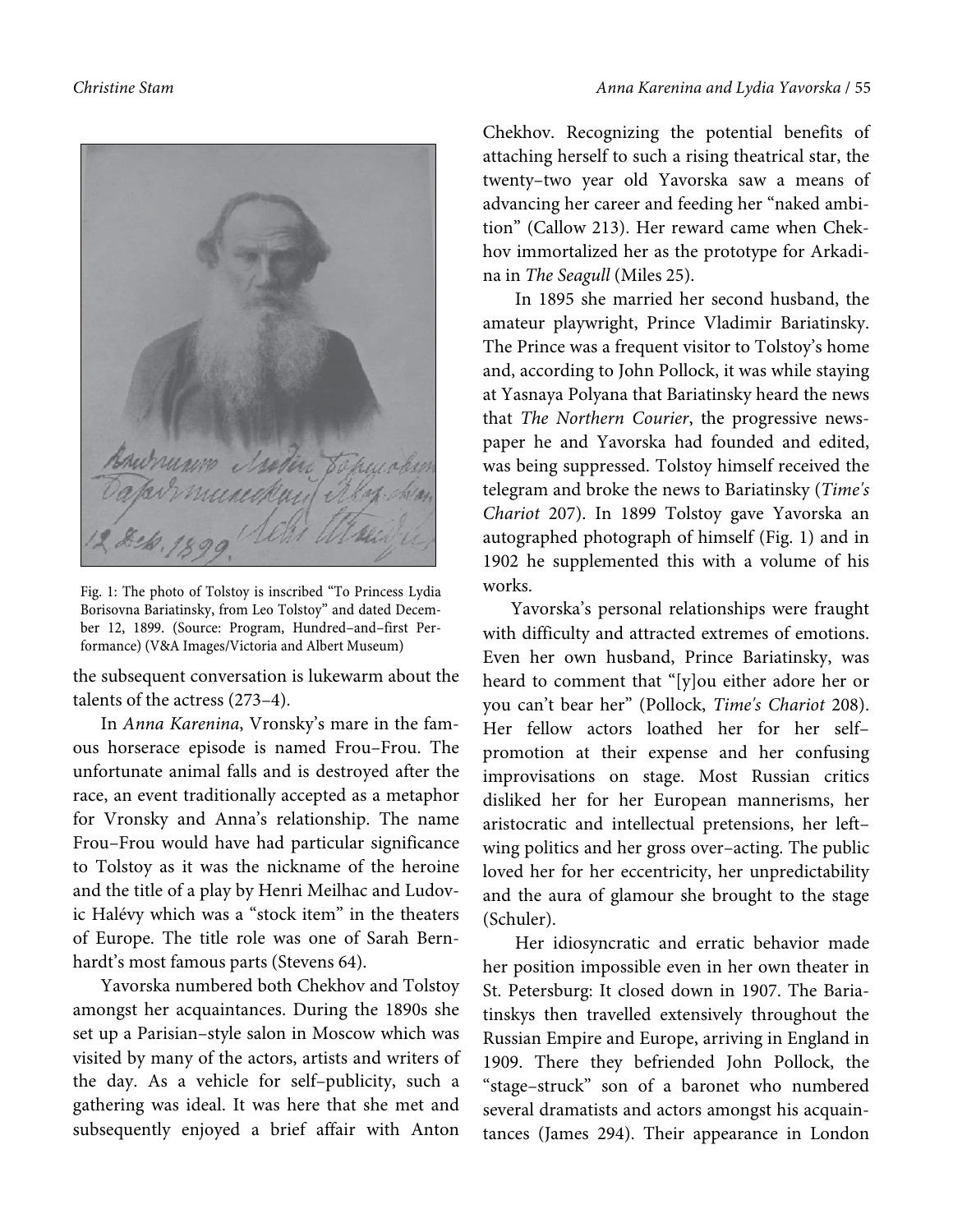Fig. 1: The photo of Tolstoy is inscribed "To Princess Lydia Borisovna Bariatinsky, from Leo Tolstoy" and dated December 12, 1899. (Source: Program, Hundred–and–first Performance) (V&A Images/Victoria and Albert Museum)

the subsequent conversation is lukewarm about the talents of the actress (273–4).

In *Anna Karenina*, Vronsky's mare in the famous horserace episode is named Frou–Frou. The unfortunate animal falls and is destroyed after the race, an event traditionally accepted as a metaphor for Vronsky and Anna's relationship. The name Frou–Frou would have had particular significance to Tolstoy as it was the nickname of the heroine and the title of a play by Henri Meilhac and Ludovic Halévy which was a "stock item" in the theaters of Europe. The title role was one of Sarah Bernhardt's most famous parts (Stevens 64).

Yavorska numbered both Chekhov and Tolstoy amongst her acquaintances. During the 1890s she set up a Parisian–style salon in Moscow which was visited by many of the actors, artists and writers of the day. As a vehicle for self–publicity, such a gathering was ideal. It was here that she met and subsequently enjoyed a brief affair with Anton Chekhov. Recognizing the potential benefits of attaching herself to such a rising theatrical star, the twenty–two year old Yavorska saw a means of advancing her career and feeding her "naked ambition" (Callow 213). Her reward came when Chekhov immortalized her as the prototype for Arkadina in *The Seagull* (Miles 25).

In 1895 she married her second husband, the amateur playwright, Prince Vladimir Bariatinsky. The Prince was a frequent visitor to Tolstoy's home and, according to John Pollock, it was while staying at Yasnaya Polyana that Bariatinsky heard the news that *The Northern Courier*, the progressive newspaper he and Yavorska had founded and edited, was being suppressed. Tolstoy himself received the telegram and broke the news to Bariatinsky (*Time's Chariot* 207). In 1899 Tolstoy gave Yavorska an autographed photograph of himself (Fig. 1) and in 1902 he supplemented this with a volume of his works.

Yavorska's personal relationships were fraught with difficulty and attracted extremes of emotions. Even her own husband, Prince Bariatinsky, was heard to comment that "[y]ou either adore her or you can't bear her" (Pollock, *Time's Chariot* 208). Her fellow actors loathed her for her self–promotion at their expense and her confusing improvisations on stage. Most Russian critics disliked her for her European mannerisms, her aristocratic and intellectual pretensions, her left–wing politics and her gross over–acting. The public loved her for her eccentricity, her unpredictability and the aura of glamour she brought to the stage (Schuler).

Her idiosyncratic and erratic behavior made her position impossible even in her own theater in St. Petersburg: It closed down in 1907. The Bariatinskys then travelled extensively throughout the Russian Empire and Europe, arriving in England in 1909. There they befriended John Pollock, the "stage–struck" son of a baronet who numbered several dramatists and actors amongst his acquaintances (James 294). Their appearance in London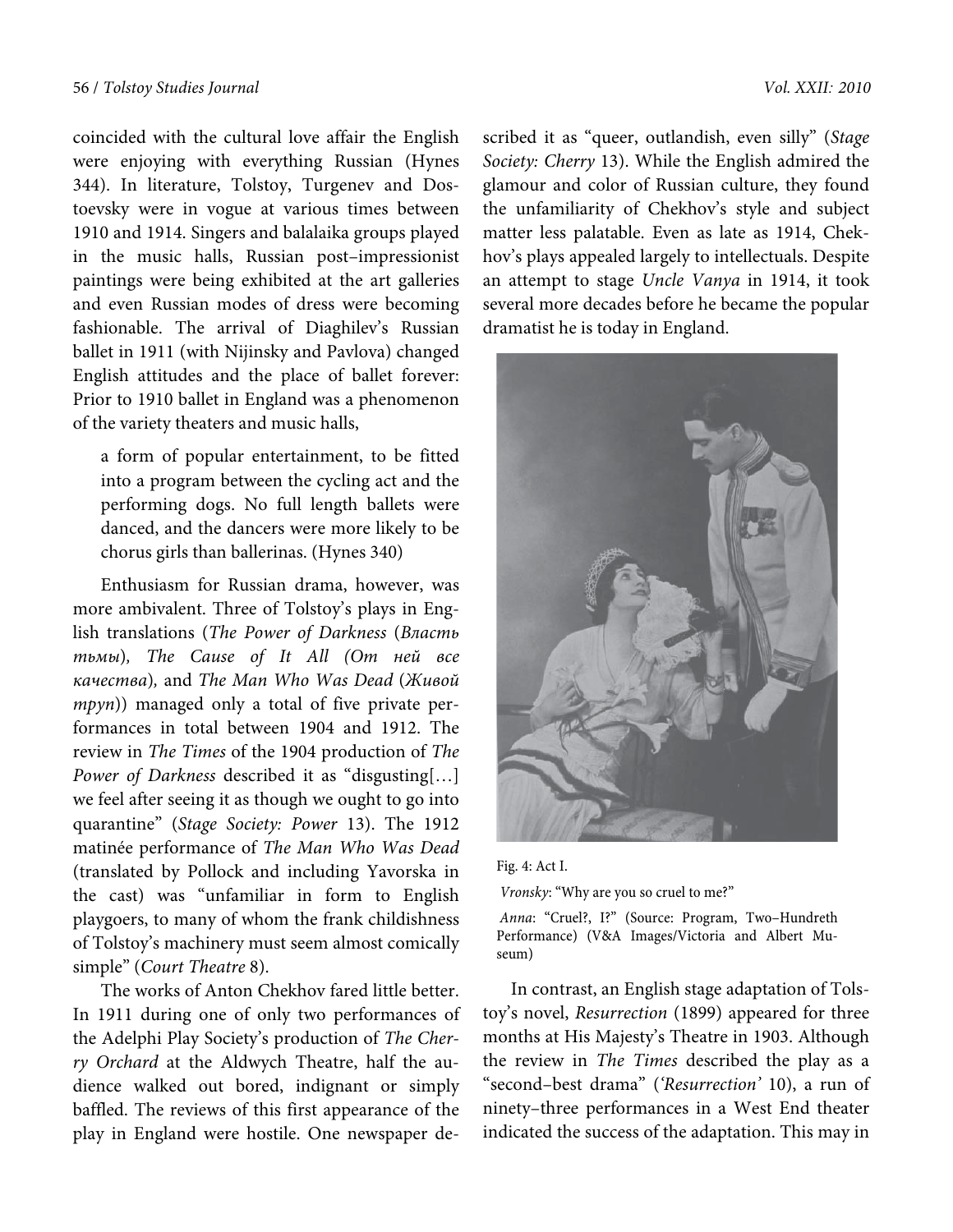coincided with the cultural love affair the English were enjoying with everything Russian (Hynes 344). In literature, Tolstoy, Turgenev and Dostoevsky were in vogue at various times between 1910 and 1914. Singers and balalaika groups played in the music halls, Russian post–impressionist paintings were being exhibited at the art galleries and even Russian modes of dress were becoming fashionable. The arrival of Diaghilev's Russian ballet in 1911 (with Nijinsky and Pavlova) changed English attitudes and the place of ballet forever: Prior to 1910 ballet in England was a phenomenon of the variety theaters and music halls,

> a form of popular entertainment, to be fitted into a program between the cycling act and the performing dogs. No full length ballets were danced, and the dancers were more likely to be chorus girls than ballerinas. (Hynes 340)

Enthusiasm for Russian drama, however, was more ambivalent. Three of Tolstoy's plays in English translations (*The Power of Darkness* (*Власть тьмы*), *The Cause of It All (От ней все качества*), and *The Man Who Was Dead* (*Живой труп*)) managed only a total of five private performances in total between 1904 and 1912. The review in *The Times* of the 1904 production of *The Power of Darkness* described it as "disgusting[…] we feel after seeing it as though we ought to go into quarantine" (*Stage Society: Power* 13). The 1912 matinée performance of *The Man Who Was Dead* (translated by Pollock and including Yavorska in the cast) was "unfamiliar in form to English playgoers, to many of whom the frank childishness of Tolstoy's machinery must seem almost comically simple" (*Court Theatre* 8).

The works of Anton Chekhov fared little better. In 1911 during one of only two performances of the Adelphi Play Society's production of *The Cherry Orchard* at the Aldwych Theatre, half the audience walked out bored, indignant or simply baffled. The reviews of this first appearance of the play in England were hostile. One newspaper described it as "queer, outlandish, even silly" (*Stage Society: Cherry* 13). While the English admired the glamour and color of Russian culture, they found the unfamiliarity of Chekhov's style and subject matter less palatable. Even as late as 1914, Chekhov's plays appealed largely to intellectuals. Despite an attempt to stage *Uncle Vanya* in 1914, it took several more decades before he became the popular dramatist he is today in England.

Fig. 4: Act I.

*Vronsky*: "Why are you so cruel to me?"

*Anna*: "Cruel?, I?" (Source: Program, Two–Hundreth Performance) (V&A Images/Victoria and Albert Museum)

In contrast, an English stage adaptation of Tolstoy's novel, *Resurrection* (1899) appeared for three months at His Majesty's Theatre in 1903. Although the review in *The Times* described the play as a "second–best drama" (*'Resurrection'* 10), a run of ninety–three performances in a West End theater indicated the success of the adaptation. This may in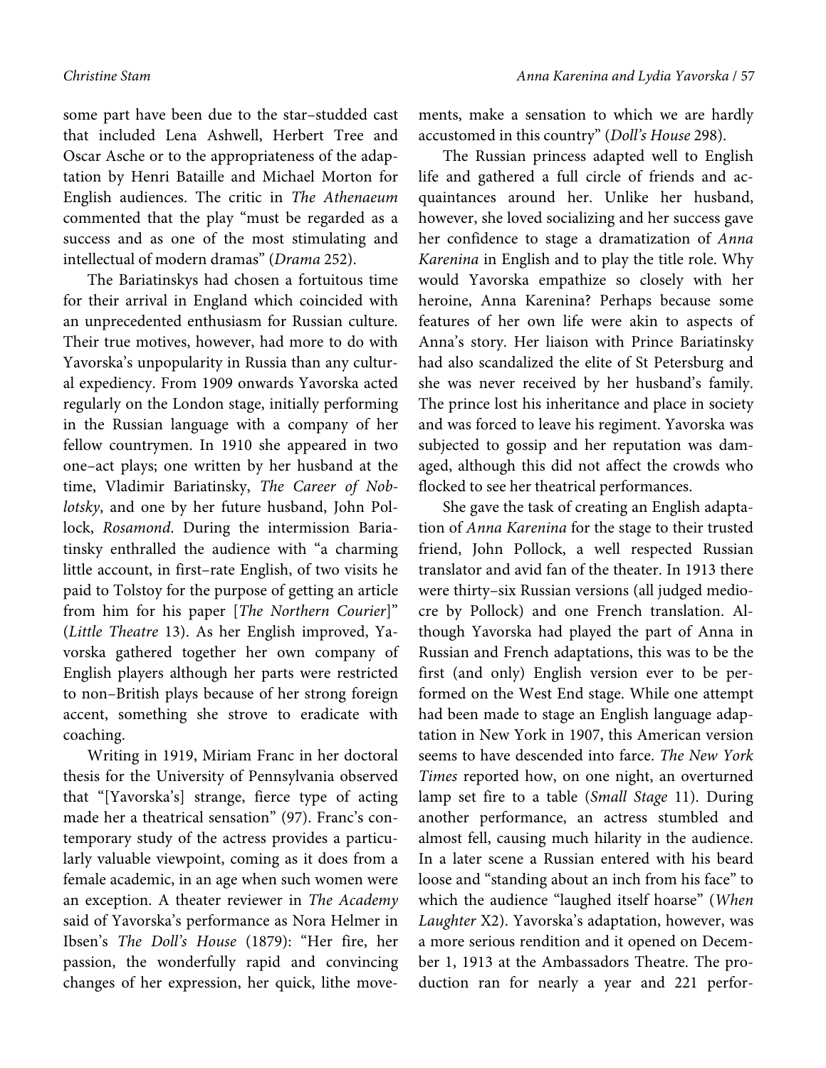some part have been due to the star–studded cast that included Lena Ashwell, Herbert Tree and Oscar Asche or to the appropriateness of the adaptation by Henri Bataille and Michael Morton for English audiences. The critic in *The Athenaeum* commented that the play "must be regarded as a success and as one of the most stimulating and intellectual of modern dramas" (*Drama* 252).

The Bariatinskys had chosen a fortuitous time for their arrival in England which coincided with an unprecedented enthusiasm for Russian culture. Their true motives, however, had more to do with Yavorska's unpopularity in Russia than any cultural expediency. From 1909 onwards Yavorska acted regularly on the London stage, initially performing in the Russian language with a company of her fellow countrymen. In 1910 she appeared in two one–act plays; one written by her husband at the time, Vladimir Bariatinsky, *The Career of Noblotsky*, and one by her future husband, John Pollock, *Rosamond*. During the intermission Bariatinsky enthralled the audience with "a charming little account, in first–rate English, of two visits he paid to Tolstoy for the purpose of getting an article from him for his paper [*The Northern Courier*]" (*Little Theatre* 13). As her English improved, Yavorska gathered together her own company of English players although her parts were restricted to non–British plays because of her strong foreign accent, something she strove to eradicate with coaching.

Writing in 1919, Miriam Franc in her doctoral thesis for the University of Pennsylvania observed that "[Yavorska's] strange, fierce type of acting made her a theatrical sensation" (97). Franc's contemporary study of the actress provides a particularly valuable viewpoint, coming as it does from a female academic, in an age when such women were an exception. A theater reviewer in *The Academy* said of Yavorska's performance as Nora Helmer in Ibsen's *The Doll's House* (1879): "Her fire, her passion, the wonderfully rapid and convincing changes of her expression, her quick, lithe movements, make a sensation to which we are hardly accustomed in this country" (*Doll's House* 298).

The Russian princess adapted well to English life and gathered a full circle of friends and acquaintances around her. Unlike her husband, however, she loved socializing and her success gave her confidence to stage a dramatization of *Anna Karenina* in English and to play the title role. Why would Yavorska empathize so closely with her heroine, Anna Karenina? Perhaps because some features of her own life were akin to aspects of Anna's story. Her liaison with Prince Bariatinsky had also scandalized the elite of St Petersburg and she was never received by her husband's family. The prince lost his inheritance and place in society and was forced to leave his regiment. Yavorska was subjected to gossip and her reputation was damaged, although this did not affect the crowds who flocked to see her theatrical performances.

She gave the task of creating an English adaptation of *Anna Karenina* for the stage to their trusted friend, John Pollock, a well respected Russian translator and avid fan of the theater. In 1913 there were thirty–six Russian versions (all judged mediocre by Pollock) and one French translation. Although Yavorska had played the part of Anna in Russian and French adaptations, this was to be the first (and only) English version ever to be performed on the West End stage. While one attempt had been made to stage an English language adaptation in New York in 1907, this American version seems to have descended into farce. *The New York Times* reported how, on one night, an overturned lamp set fire to a table (*Small Stage* 11). During another performance, an actress stumbled and almost fell, causing much hilarity in the audience. In a later scene a Russian entered with his beard loose and "standing about an inch from his face" to which the audience "laughed itself hoarse" (*When Laughter* X2). Yavorska's adaptation, however, was a more serious rendition and it opened on December 1, 1913 at the Ambassadors Theatre. The production ran for nearly a year and 221 perfor-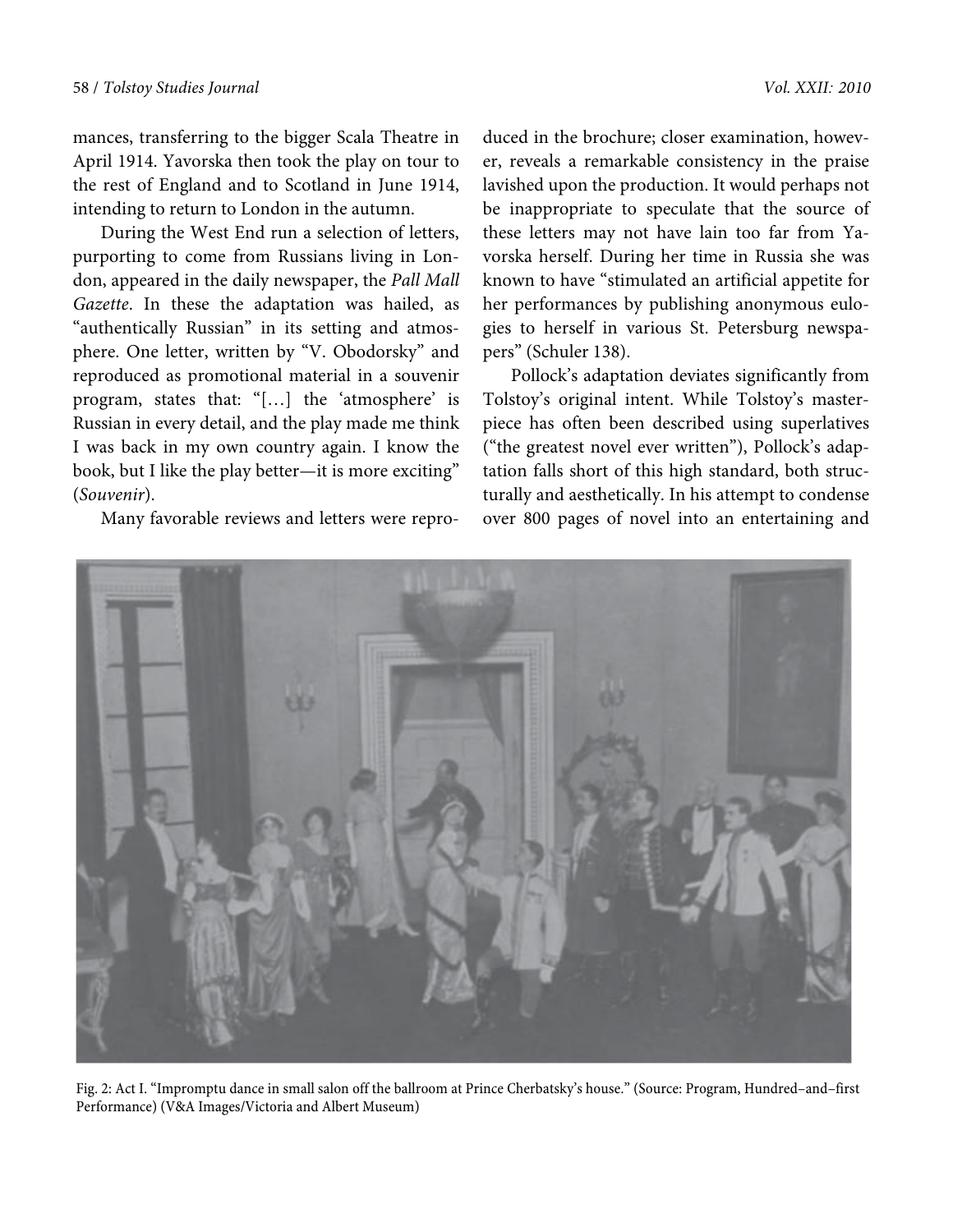mances, transferring to the bigger Scala Theatre in April 1914. Yavorska then took the play on tour to the rest of England and to Scotland in June 1914, intending to return to London in the autumn.

During the West End run a selection of letters, purporting to come from Russians living in London, appeared in the daily newspaper, the *Pall Mall Gazette*. In these the adaptation was hailed, as "authentically Russian" in its setting and atmosphere. One letter, written by "V. Obodorsky" and reproduced as promotional material in a souvenir program, states that: "[…] the 'atmosphere' is Russian in every detail, and the play made me think I was back in my own country again. I know the book, but I like the play better—it is more exciting" (*Souvenir*).

Many favorable reviews and letters were reproduced in the brochure; closer examination, however, reveals a remarkable consistency in the praise lavished upon the production. It would perhaps not be inappropriate to speculate that the source of these letters may not have lain too far from Yavorska herself. During her time in Russia she was known to have "stimulated an artificial appetite for her performances by publishing anonymous eulogies to herself in various St. Petersburg newspapers" (Schuler 138).

Pollock's adaptation deviates significantly from Tolstoy's original intent. While Tolstoy's masterpiece has often been described using superlatives ("the greatest novel ever written"), Pollock's adaptation falls short of this high standard, both structurally and aesthetically. In his attempt to condense over 800 pages of novel into an entertaining and

Fig. 2: Act I. "Impromptu dance in small salon off the ballroom at Prince Cherbatsky's house." (Source: Program, Hundred–and–first Performance) (V&A Images/Victoria and Albert Museum)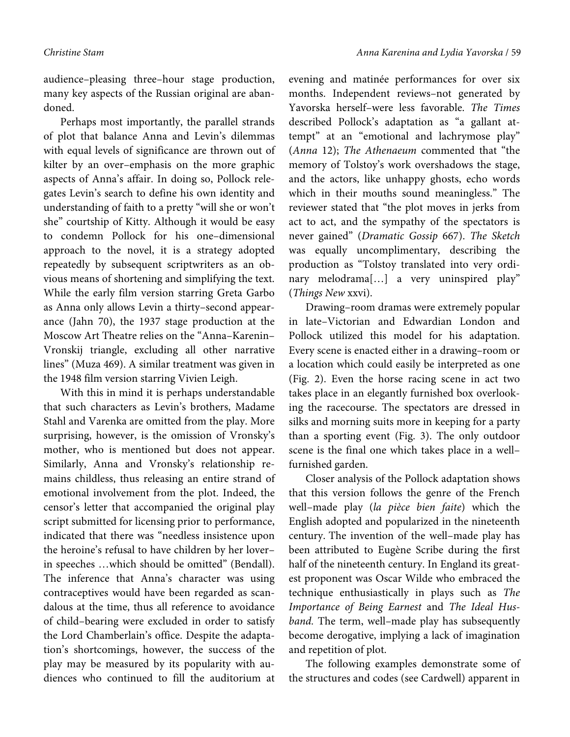audience–pleasing three–hour stage production, many key aspects of the Russian original are abandoned.

Perhaps most importantly, the parallel strands of plot that balance Anna and Levin's dilemmas with equal levels of significance are thrown out of kilter by an over–emphasis on the more graphic aspects of Anna's affair. In doing so, Pollock relegates Levin's search to define his own identity and understanding of faith to a pretty "will she or won't she" courtship of Kitty. Although it would be easy to condemn Pollock for his one–dimensional approach to the novel, it is a strategy adopted repeatedly by subsequent scriptwriters as an obvious means of shortening and simplifying the text. While the early film version starring Greta Garbo as Anna only allows Levin a thirty–second appearance (Jahn 70), the 1937 stage production at the Moscow Art Theatre relies on the "Anna–Karenin–Vronskij triangle, excluding all other narrative lines" (Muza 469). A similar treatment was given in the 1948 film version starring Vivien Leigh.

With this in mind it is perhaps understandable that such characters as Levin's brothers, Madame Stahl and Varenka are omitted from the play. More surprising, however, is the omission of Vronsky's mother, who is mentioned but does not appear. Similarly, Anna and Vronsky's relationship remains childless, thus releasing an entire strand of emotional involvement from the plot. Indeed, the censor's letter that accompanied the original play script submitted for licensing prior to performance, indicated that there was "needless insistence upon the heroine's refusal to have children by her lover–in speeches …which should be omitted" (Bendall). The inference that Anna's character was using contraceptives would have been regarded as scandalous at the time, thus all reference to avoidance of child–bearing were excluded in order to satisfy the Lord Chamberlain's office. Despite the adaptation's shortcomings, however, the success of the play may be measured by its popularity with audiences who continued to fill the auditorium at evening and matinée performances for over six months. Independent reviews–not generated by Yavorska herself–were less favorable. *The Times* described Pollock's adaptation as "a gallant attempt" at an "emotional and lachrymose play" (*Anna* 12); *The Athenaeum* commented that "the memory of Tolstoy's work overshadows the stage, and the actors, like unhappy ghosts, echo words which in their mouths sound meaningless." The reviewer stated that "the plot moves in jerks from act to act, and the sympathy of the spectators is never gained" (*Dramatic Gossip* 667). *The Sketch* was equally uncomplimentary, describing the production as "Tolstoy translated into very ordinary melodrama[…] a very uninspired play" (*Things New* xxvi).

Drawing–room dramas were extremely popular in late–Victorian and Edwardian London and Pollock utilized this model for his adaptation. Every scene is enacted either in a drawing–room or a location which could easily be interpreted as one (Fig. 2). Even the horse racing scene in act two takes place in an elegantly furnished box overlooking the racecourse. The spectators are dressed in silks and morning suits more in keeping for a party than a sporting event (Fig. 3). The only outdoor scene is the final one which takes place in a well–furnished garden.

Closer analysis of the Pollock adaptation shows that this version follows the genre of the French well–made play (*la pièce bien faite*) which the English adopted and popularized in the nineteenth century. The invention of the well–made play has been attributed to Eugène Scribe during the first half of the nineteenth century. In England its greatest proponent was Oscar Wilde who embraced the technique enthusiastically in plays such as *The Importance of Being Earnest* and *The Ideal Husband.* The term, well–made play has subsequently become derogative, implying a lack of imagination and repetition of plot.

The following examples demonstrate some of the structures and codes (see Cardwell) apparent in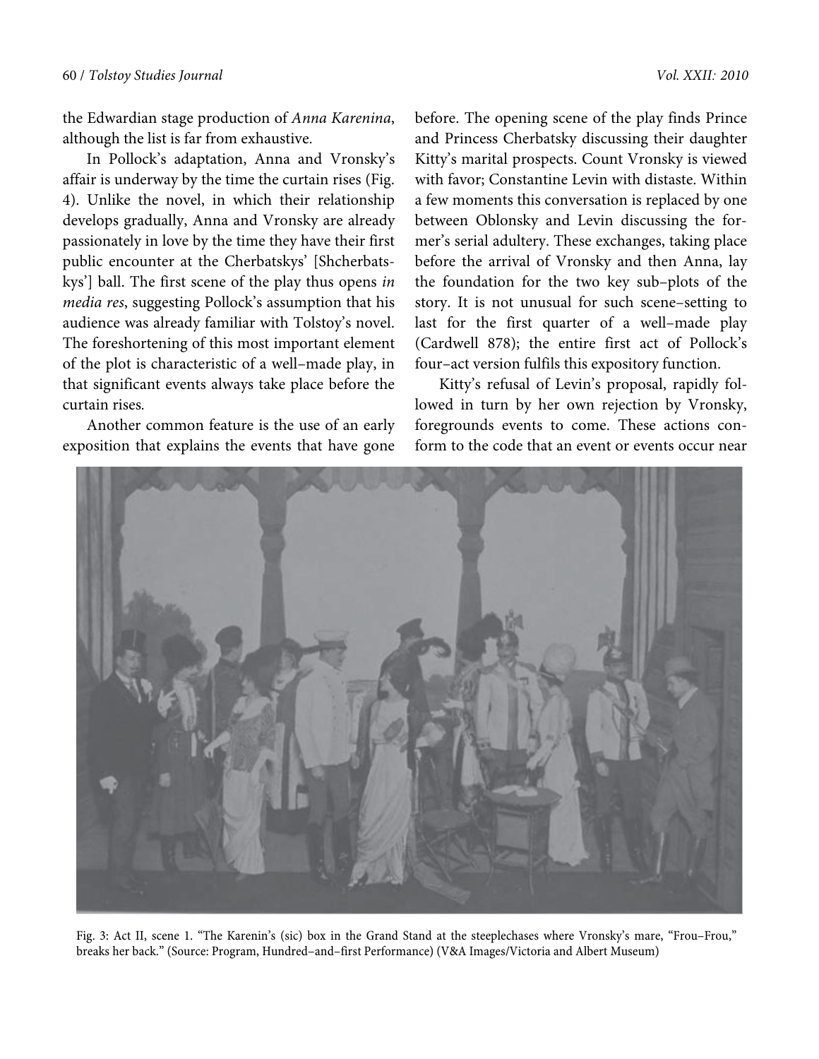the Edwardian stage production of *Anna Karenina*, although the list is far from exhaustive.

In Pollock's adaptation, Anna and Vronsky's affair is underway by the time the curtain rises (Fig. 4). Unlike the novel, in which their relationship develops gradually, Anna and Vronsky are already passionately in love by the time they have their first public encounter at the Cherbatskys' [Shcherbatskys'] ball. The first scene of the play thus opens *in media res*, suggesting Pollock's assumption that his audience was already familiar with Tolstoy's novel. The foreshortening of this most important element of the plot is characteristic of a well–made play, in that significant events always take place before the curtain rises.

Another common feature is the use of an early exposition that explains the events that have gone before. The opening scene of the play finds Prince and Princess Cherbatsky discussing their daughter Kitty's marital prospects. Count Vronsky is viewed with favor; Constantine Levin with distaste. Within a few moments this conversation is replaced by one between Oblonsky and Levin discussing the former's serial adultery. These exchanges, taking place before the arrival of Vronsky and then Anna, lay the foundation for the two key sub–plots of the story. It is not unusual for such scene–setting to last for the first quarter of a well–made play (Cardwell 878); the entire first act of Pollock's four–act version fulfils this expository function.

Kitty's refusal of Levin's proposal, rapidly followed in turn by her own rejection by Vronsky, foregrounds events to come. These actions conform to the code that an event or events occur near

Fig. 3: Act II, scene 1. "The Karenin's (sic) box in the Grand Stand at the steeplechases where Vronsky's mare, "Frou–Frou," breaks her back." (Source: Program, Hundred–and–first Performance) (V&A Images/Victoria and Albert Museum)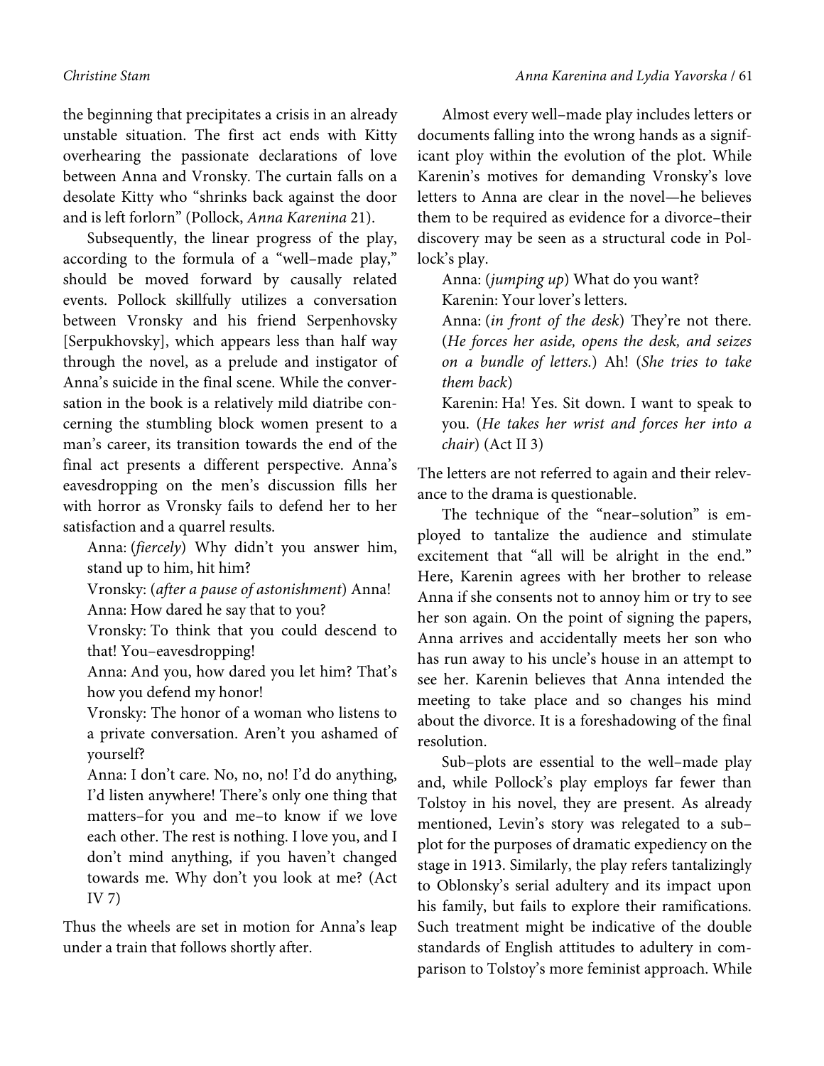the beginning that precipitates a crisis in an already unstable situation. The first act ends with Kitty overhearing the passionate declarations of love between Anna and Vronsky. The curtain falls on a desolate Kitty who "shrinks back against the door and is left forlorn" (Pollock, *Anna Karenina* 21).

Subsequently, the linear progress of the play, according to the formula of a "well–made play," should be moved forward by causally related events. Pollock skillfully utilizes a conversation between Vronsky and his friend Serpenhovsky [Serpukhovskoy], which appears less than half way through the novel, as a prelude and instigator of Anna's suicide in the final scene. While the conversation in the book is a relatively mild diatribe concerning the stumbling block women present to a man's career, its transition towards the end of the final act presents a different perspective. Anna's eavesdropping on the men's discussion fills her with horror as Vronsky fails to defend her to her satisfaction and a quarrel results.

> Anna: (*fiercely*) Why didn't you answer him, stand up to him, hit him?
>
> Vronsky: (*after a pause of astonishment*) Anna!
>
> Anna: How dared he say that to you?
>
> Vronsky: To think that you could descend to that! You–eavesdropping!
>
> Anna: And you, how dared you let him? That's how you defend my honor!
>
> Vronsky: The honor of a woman who listens to a private conversation. Aren't you ashamed of yourself?
>
> Anna: I don't care. No, no, no! I'd do anything, I'd listen anywhere! There's only one thing that matters–for you and me–to know if we love each other. The rest is nothing. I love you, and I don't mind anything, if you haven't changed towards me. Why don't you look at me? (Act IV 7)

Thus the wheels are set in motion for Anna's leap under a train that follows shortly after.

Almost every well–made play includes letters or documents falling into the wrong hands as a significant ploy within the evolution of the plot. While Karenin's motives for demanding Vronsky's love letters to Anna are clear in the novel—he believes them to be required as evidence for a divorce–their discovery may be seen as a structural code in Pollock's play.

> Anna: (*jumping up*) What do you want?
>
> Karenin: Your lover's letters.
>
> Anna: (*in front of the desk*) They're not there. (*He forces her aside, opens the desk, and seizes on a bundle of letters.*) Ah! (*She tries to take them back*)
>
> Karenin: Ha! Yes. Sit down. I want to speak to you. (*He takes her wrist and forces her into a chair*) (Act II 3)

The letters are not referred to again and their relevance to the drama is questionable.

The technique of the "near–solution" is employed to tantalize the audience and stimulate excitement that "all will be alright in the end." Here, Karenin agrees with her brother to release Anna if she consents not to annoy him or try to see her son again. On the point of signing the papers, Anna arrives and accidentally meets her son who has run away to his uncle's house in an attempt to see her. Karenin believes that Anna intended the meeting to take place and so changes his mind about the divorce. It is a foreshadowing of the final resolution.

Sub–plots are essential to the well–made play and, while Pollock's play employs far fewer than Tolstoy in his novel, they are present. As already mentioned, Levin's story was relegated to a sub–plot for the purposes of dramatic expediency on the stage in 1913. Similarly, the play refers tantalizingly to Oblonsky's serial adultery and its impact upon his family, but fails to explore their ramifications. Such treatment might be indicative of the double standards of English attitudes to adultery in comparison to Tolstoy's more feminist approach. While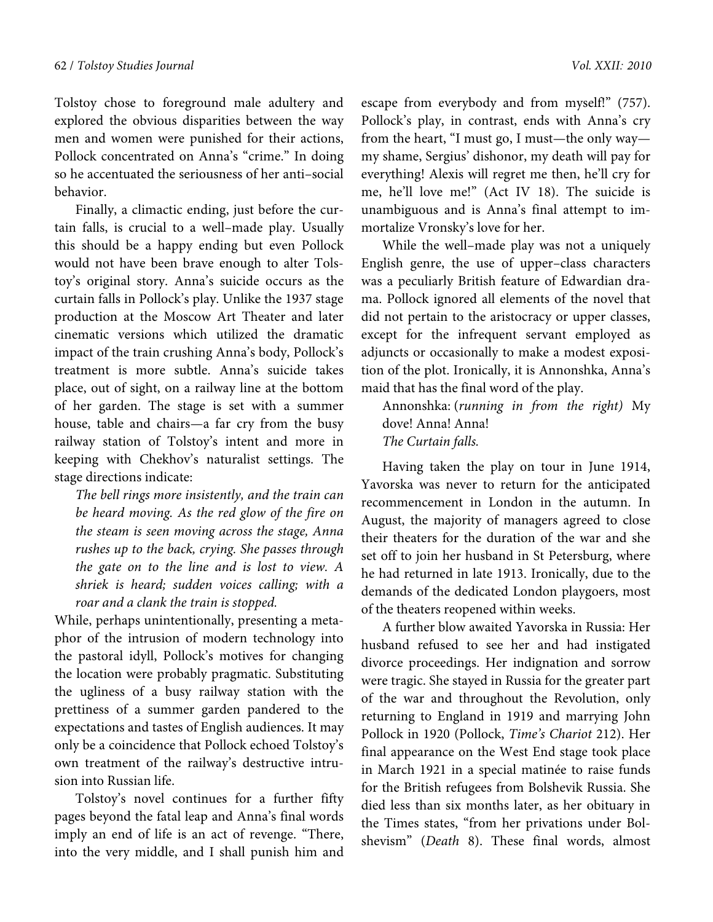Tolstoy chose to foreground male adultery and explored the obvious disparities between the way men and women were punished for their actions, Pollock concentrated on Anna's "crime." In doing so he accentuated the seriousness of her anti–social behavior.

Finally, a climactic ending, just before the curtain falls, is crucial to a well–made play. Usually this should be a happy ending but even Pollock would not have been brave enough to alter Tolstoy's original story. Anna's suicide occurs as the curtain falls in Pollock's play. Unlike the 1937 stage production at the Moscow Art Theater and later cinematic versions which utilized the dramatic impact of the train crushing Anna's body, Pollock's treatment is more subtle. Anna's suicide takes place, out of sight, on a railway line at the bottom of her garden. The stage is set with a summer house, table and chairs—a far cry from the busy railway station of Tolstoy's intent and more in keeping with Chekhov's naturalist settings. The stage directions indicate:

> *The bell rings more insistently, and the train can be heard moving. As the red glow of the fire on the steam is seen moving across the stage, Anna rushes up to the back, crying. She passes through the gate on to the line and is lost to view. A shriek is heard; sudden voices calling; with a roar and a clank the train is stopped.*

While, perhaps unintentionally, presenting a metaphor of the intrusion of modern technology into the pastoral idyll, Pollock's motives for changing the location were probably pragmatic. Substituting the ugliness of a busy railway station with the prettiness of a summer garden pandered to the expectations and tastes of English audiences. It may only be a coincidence that Pollock echoed Tolstoy's own treatment of the railway's destructive intrusion into Russian life.

Tolstoy's novel continues for a further fifty pages beyond the fatal leap and Anna's final words imply an end of life is an act of revenge. "There, into the very middle, and I shall punish him and escape from everybody and from myself!" (757). Pollock's play, in contrast, ends with Anna's cry from the heart, "I must go, I must—the only way—my shame, Sergius' dishonor, my death will pay for everything! Alexis will regret me then, he'll cry for me, he'll love me!" (Act IV 18). The suicide is unambiguous and is Anna's final attempt to immortalize Vronsky's love for her.

While the well–made play was not a uniquely English genre, the use of upper–class characters was a peculiarly British feature of Edwardian drama. Pollock ignored all elements of the novel that did not pertain to the aristocracy or upper classes, except for the infrequent servant employed as adjuncts or occasionally to make a modest exposition of the plot. Ironically, it is Annonshka, Anna's maid that has the final word of the play.

> Annonshka: (*running in from the right)* My dove! Anna! Anna!
> *The Curtain falls.*

Having taken the play on tour in June 1914, Yavorska was never to return for the anticipated recommencement in London in the autumn. In August, the majority of managers agreed to close their theaters for the duration of the war and she set off to join her husband in St Petersburg, where he had returned in late 1913. Ironically, due to the demands of the dedicated London playgoers, most of the theaters reopened within weeks.

A further blow awaited Yavorska in Russia: Her husband refused to see her and had instigated divorce proceedings. Her indignation and sorrow were tragic. She stayed in Russia for the greater part of the war and throughout the Revolution, only returning to England in 1919 and marrying John Pollock in 1920 (Pollock, *Time's Chariot* 212). Her final appearance on the West End stage took place in March 1921 in a special matinée to raise funds for the British refugees from Bolshevik Russia. She died less than six months later, as her obituary in the Times states, "from her privations under Bolshevism" (*Death* 8). These final words, almost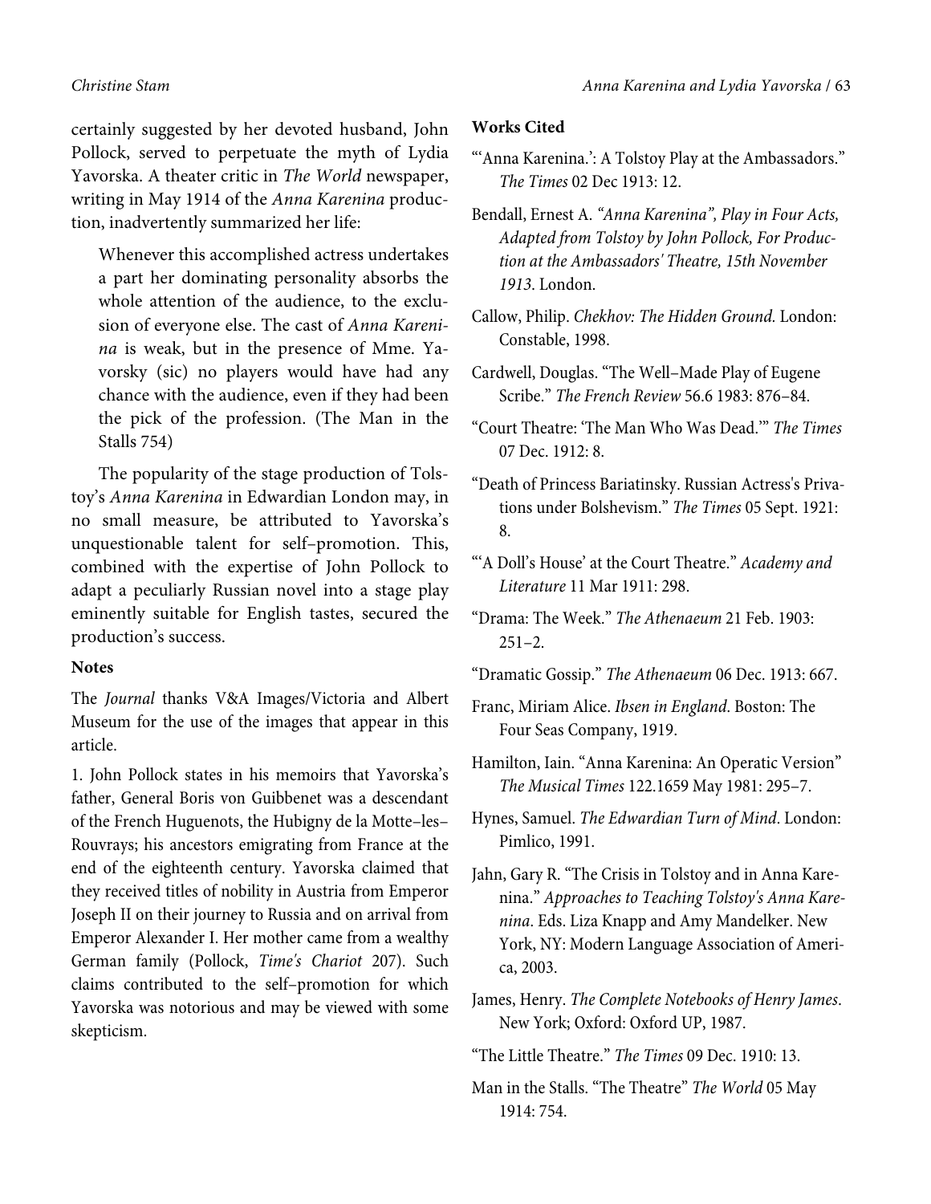certainly suggested by her devoted husband, John Pollock, served to perpetuate the myth of Lydia Yavorska. A theater critic in *The World* newspaper, writing in May 1914 of the *Anna Karenina* production, inadvertently summarized her life:

> Whenever this accomplished actress undertakes a part her dominating personality absorbs the whole attention of the audience, to the exclusion of everyone else. The cast of *Anna Karenina* is weak, but in the presence of Mme. Yavorsky (sic) no players would have had any chance with the audience, even if they had been the pick of the profession. (The Man in the Stalls 754)

The popularity of the stage production of Tolstoy's *Anna Karenina* in Edwardian London may, in no small measure, be attributed to Yavorska's unquestionable talent for self–promotion. This, combined with the expertise of John Pollock to adapt a peculiarly Russian novel into a stage play eminently suitable for English tastes, secured the production's success.

**Notes**

The *Journal* thanks V&A Images/Victoria and Albert Museum for the use of the images that appear in this article.

1. John Pollock states in his memoirs that Yavorska's father, General Boris von Guibbenet was a descendant of the French Huguenots, the Hubigny de la Motte–les–Rouvrays; his ancestors emigrating from France at the end of the eighteenth century. Yavorska claimed that they received titles of nobility in Austria from Emperor Joseph II on their journey to Russia and on arrival from Emperor Alexander I. Her mother came from a wealthy German family (Pollock, *Time's Chariot* 207). Such claims contributed to the self–promotion for which Yavorska was notorious and may be viewed with some skepticism.

**Works Cited**

"'Anna Karenina.': A Tolstoy Play at the Ambassadors." *The Times* 02 Dec 1913: 12.

Bendall, Ernest A. *"Anna Karenina", Play in Four Acts, Adapted from Tolstoy by John Pollock, For Production at the Ambassadors' Theatre, 15th November 1913*. London.

Callow, Philip. *Chekhov: The Hidden Ground.* London: Constable, 1998.

Cardwell, Douglas. "The Well–Made Play of Eugene Scribe." *The French Review* 56.6 1983: 876–84.

"Court Theatre: 'The Man Who Was Dead.'" *The Times* 07 Dec. 1912: 8.

"Death of Princess Bariatinsky. Russian Actress's Privations under Bolshevism." *The Times* 05 Sept. 1921: 8.

"'A Doll's House' at the Court Theatre." *Academy and Literature* 11 Mar 1911: 298.

"Drama: The Week." *The Athenaeum* 21 Feb. 1903: 251–2.

"Dramatic Gossip." *The Athenaeum* 06 Dec. 1913: 667.

Franc, Miriam Alice. *Ibsen in England*. Boston: The Four Seas Company, 1919.

Hamilton, Iain. "Anna Karenina: An Operatic Version" *The Musical Times* 122.1659 May 1981: 295–7.

Hynes, Samuel. *The Edwardian Turn of Mind*. London: Pimlico, 1991.

Jahn, Gary R. "The Crisis in Tolstoy and in Anna Karenina." *Approaches to Teaching Tolstoy's Anna Karenina*. Eds. Liza Knapp and Amy Mandelker. New York, NY: Modern Language Association of America, 2003.

James, Henry. *The Complete Notebooks of Henry James*. New York; Oxford: Oxford UP, 1987.

"The Little Theatre." *The Times* 09 Dec. 1910: 13.

Man in the Stalls. "The Theatre" *The World* 05 May 1914: 754.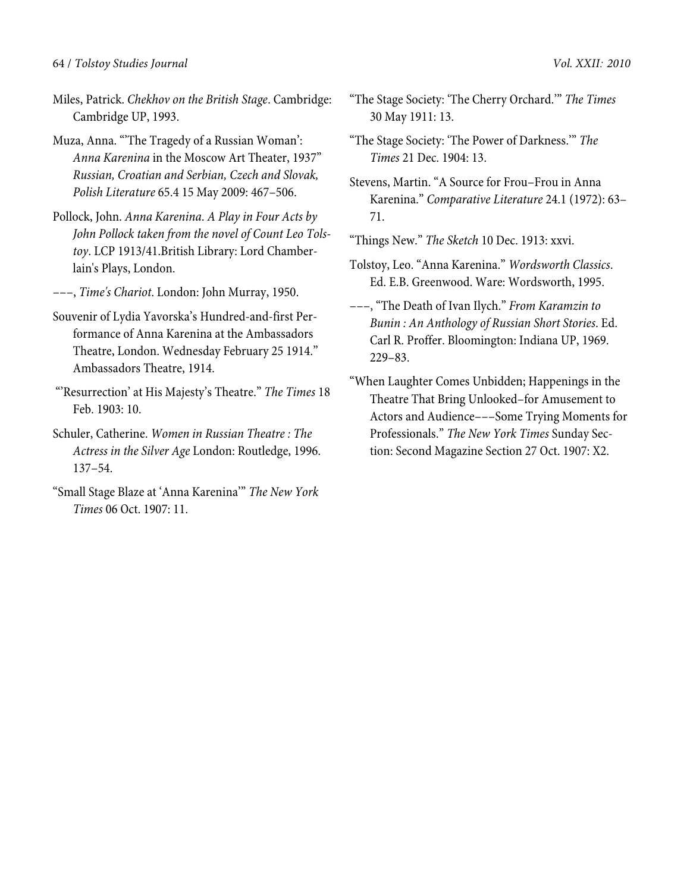Miles, Patrick. *Chekhov on the British Stage*. Cambridge: Cambridge UP, 1993.

Muza, Anna. "'The Tragedy of a Russian Woman': *Anna Karenina* in the Moscow Art Theater, 1937" *Russian, Croatian and Serbian, Czech and Slovak, Polish Literature* 65.4 15 May 2009: 467–506.

Pollock, John. *Anna Karenina. A Play in Four Acts by John Pollock taken from the novel of Count Leo Tolstoy*. LCP 1913/41.British Library: Lord Chamberlain's Plays, London.

–––, *Time's Chariot*. London: John Murray, 1950.

Souvenir of Lydia Yavorska's Hundred-and-first Performance of Anna Karenina at the Ambassadors Theatre, London. Wednesday February 25 1914." Ambassadors Theatre, 1914.

"'Resurrection' at His Majesty's Theatre." *The Times* 18 Feb. 1903: 10.

Schuler, Catherine. *Women in Russian Theatre : The Actress in the Silver Age* London: Routledge, 1996. 137–54.

"Small Stage Blaze at 'Anna Karenina'" *The New York Times* 06 Oct. 1907: 11.

"The Stage Society: 'The Cherry Orchard.'" *The Times* 30 May 1911: 13.

"The Stage Society: 'The Power of Darkness.'" *The Times* 21 Dec. 1904: 13.

Stevens, Martin. "A Source for Frou–Frou in Anna Karenina." *Comparative Literature* 24.1 (1972): 63–71.

"Things New." *The Sketch* 10 Dec. 1913: xxvi.

Tolstoy, Leo. "Anna Karenina." *Wordsworth Classics*. Ed. E.B. Greenwood. Ware: Wordsworth, 1995.

–––, "The Death of Ivan Ilych." *From Karamzin to Bunin : An Anthology of Russian Short Stories*. Ed. Carl R. Proffer. Bloomington: Indiana UP, 1969. 229–83.

"When Laughter Comes Unbidden; Happenings in the Theatre That Bring Unlooked–for Amusement to Actors and Audience–––Some Trying Moments for Professionals." *The New York Times* Sunday Section: Second Magazine Section 27 Oct. 1907: X2.